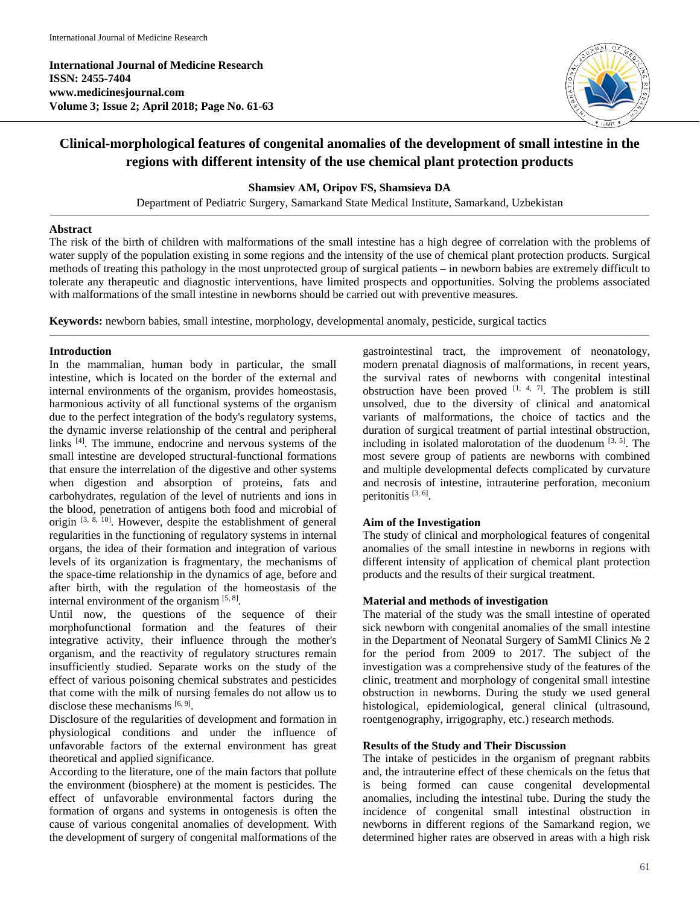# Clinical-morphological features of congenital anomalies of the development of small intestine in the regions with different intensity of the use chemical plant protection products

**Shamsiev AM, Oripov FS, Shamsieva DA**

Department of Pediatric Surgery, Samarkand State Medical Institute, Samarkand, Uzbekistan

## Abstract

The risk of the birth of children with malformations of the small intestine has a high degree of correlation with the problems of water supply of the population existing in some regions and the intensity of the use of chemical plant protection products. Surgical methods of treating this pathology in the most unprotected group of surgical patients – in newborn babies are extremely difficult to tolerate any therapeutic and diagnostic interventions, have limited prospects and opportunities. Solving the problems associated with malformations of the small intestine in newborns should be carried out with preventive measures.

**Keywords:** newborn babies, small intestine, morphology, developmental anomaly, pesticide, surgical tactics

## Introduction

In the mammalian, human body in particular, the small intestine, which is located on the border of the external and internal environments of the organism, provides homeostasis, harmonious activity of all functional systems of the organism due to the perfect integration of the body's regulatory systems, the dynamic inverse relationship of the central and peripheral links [4]. The immune, endocrine and nervous systems of the small intestine are developed structural-functional formations that ensure the interrelation of the digestive and other systems when digestion and absorption of proteins, fats and carbohydrates, regulation of the level of nutrients and ions in the blood, penetration of antigens both food and microbial of origin [3, 8, 10]. However, despite the establishment of general regularities in the functioning of regulatory systems in internal organs, the idea of their formation and integration of various levels of its organization is fragmentary, the mechanisms of the space-time relationship in the dynamics of age, before and after birth, with the regulation of the homeostasis of the internal environment of the organism [5, 8].

Until now, the questions of the sequence of their morphofunctional formation and the features of their integrative activity, their influence through the mother's organism, and the reactivity of regulatory structures remain insufficiently studied. Separate works on the study of the effect of various poisoning chemical substrates and pesticides that come with the milk of nursing females do not allow us to disclose these mechanisms [6, 9].

Disclosure of the regularities of development and formation in physiological conditions and under the influence of unfavorable factors of the external environment has great theoretical and applied significance.

According to the literature, one of the main factors that pollute the environment (biosphere) at the moment is pesticides. The effect of unfavorable environmental factors during the formation of organs and systems in ontogenesis is often the cause of various congenital anomalies of development. With the development of surgery of congenital malformations of the gastrointestinal tract, the improvement of neonatology, modern prenatal diagnosis of malformations, in recent years, the survival rates of newborns with congenital intestinal obstruction have been proved [1, 4, 7]. The problem is still unsolved, due to the diversity of clinical and anatomical variants of malformations, the choice of tactics and the duration of surgical treatment of partial intestinal obstruction, including in isolated malorotation of the duodenum [3, 5]. The most severe group of patients are newborns with combined and multiple developmental defects complicated by curvature and necrosis of intestine, intrauterine perforation, meconium peritonitis [3, 6].

## Aim of the Investigation

The study of clinical and morphological features of congenital anomalies of the small intestine in newborns in regions with different intensity of application of chemical plant protection products and the results of their surgical treatment.

## Material and methods of investigation

The material of the study was the small intestine of operated sick newborn with congenital anomalies of the small intestine in the Department of Neonatal Surgery of SamMI Clinics № 2 for the period from 2009 to 2017. The subject of the investigation was a comprehensive study of the features of the clinic, treatment and morphology of congenital small intestine obstruction in newborns. During the study we used general histological, epidemiological, general clinical (ultrasound, roentgenography, irrigography, etc.) research methods.

## Results of the Study and Their Discussion

The intake of pesticides in the organism of pregnant rabbits and, the intrauterine effect of these chemicals on the fetus that is being formed can cause congenital developmental anomalies, including the intestinal tube. During the study the incidence of congenital small intestinal obstruction in newborns in different regions of the Samarkand region, we determined higher rates are observed in areas with a high risk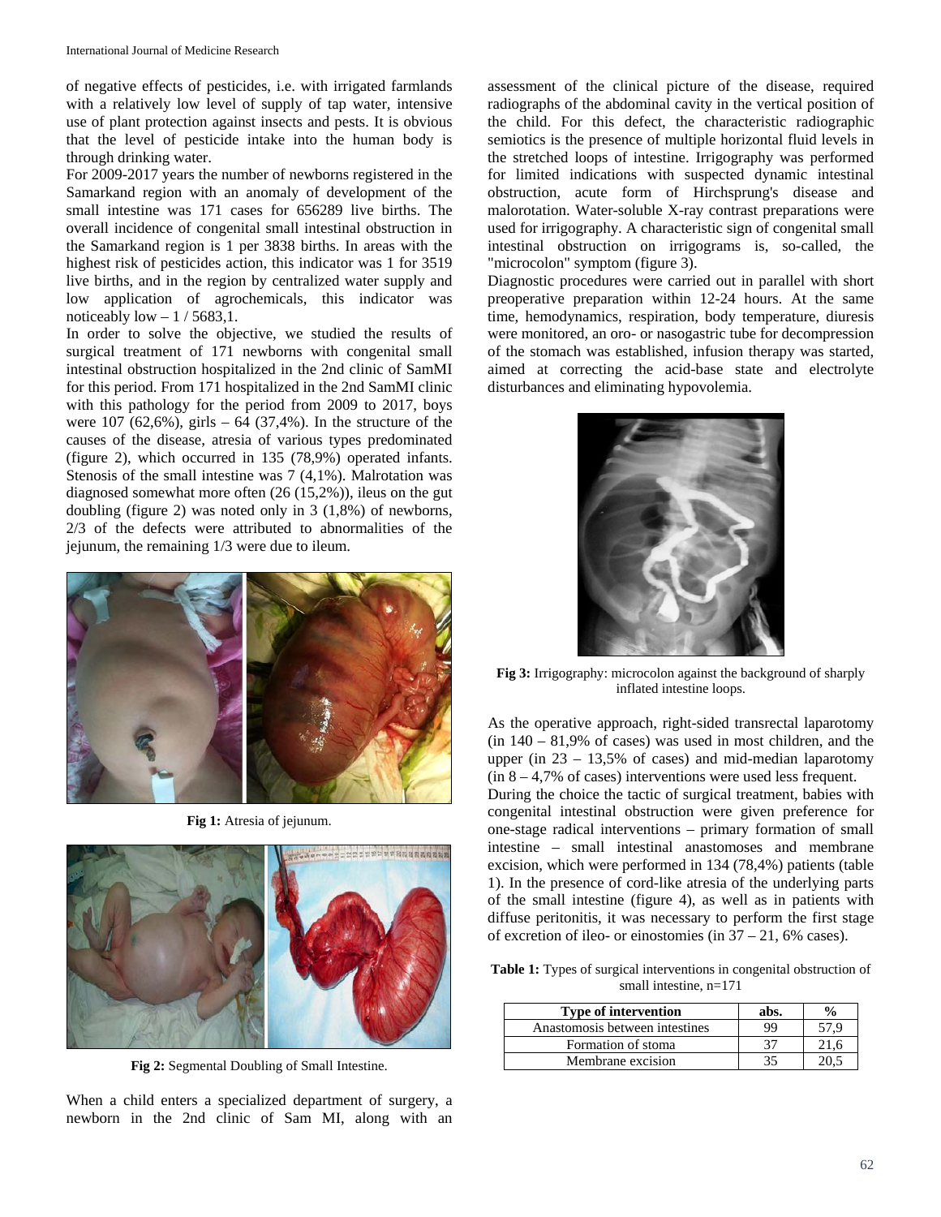of negative effects of pesticides, i.e. with irrigated farmlands with a relatively low level of supply of tap water, intensive use of plant protection against insects and pests. It is obvious that the level of pesticide intake into the human body is through drinking water.

For 2009-2017 years the number of newborns registered in the Samarkand region with an anomaly of development of the small intestine was 171 cases for 656289 live births. The overall incidence of congenital small intestinal obstruction in the Samarkand region is 1 per 3838 births. In areas with the highest risk of pesticides action, this indicator was 1 for 3519 live births, and in the region by centralized water supply and low application of agrochemicals, this indicator was noticeably low – 1 / 5683,1.

In order to solve the objective, we studied the results of surgical treatment of 171 newborns with congenital small intestinal obstruction hospitalized in the 2nd clinic of SamMI for this period. From 171 hospitalized in the 2nd SamMI clinic with this pathology for the period from 2009 to 2017, boys were 107 (62,6%), girls – 64 (37,4%). In the structure of the causes of the disease, atresia of various types predominated (figure 2), which occurred in 135 (78,9%) operated infants. Stenosis of the small intestine was 7 (4,1%). Malrotation was diagnosed somewhat more often (26 (15,2%)), ileus on the gut doubling (figure 2) was noted only in 3 (1,8%) of newborns, 2/3 of the defects were attributed to abnormalities of the jejunum, the remaining 1/3 were due to ileum.

**Fig 1:** Atresia of jejunum.

**Fig 2:** Segmental Doubling of Small Intestine.

When a child enters a specialized department of surgery, a newborn in the 2nd clinic of Sam MI, along with an assessment of the clinical picture of the disease, required radiographs of the abdominal cavity in the vertical position of the child. For this defect, the characteristic radiographic semiotics is the presence of multiple horizontal fluid levels in the stretched loops of intestine. Irrigography was performed for limited indications with suspected dynamic intestinal obstruction, acute form of Hirchsprung's disease and malorotation. Water-soluble X-ray contrast preparations were used for irrigography. A characteristic sign of congenital small intestinal obstruction on irrigograms is, so-called, the "microcolon" symptom (figure 3).

Diagnostic procedures were carried out in parallel with short preoperative preparation within 12-24 hours. At the same time, hemodynamics, respiration, body temperature, diuresis were monitored, an oro- or nasogastric tube for decompression of the stomach was established, infusion therapy was started, aimed at correcting the acid-base state and electrolyte disturbances and eliminating hypovolemia.

**Fig 3:** Irrigography: microcolon against the background of sharply inflated intestine loops.

As the operative approach, right-sided transrectal laparotomy (in 140 – 81,9% of cases) was used in most children, and the upper (in 23 – 13,5% of cases) and mid-median laparotomy (in 8 – 4,7% of cases) interventions were used less frequent.

During the choice the tactic of surgical treatment, babies with congenital intestinal obstruction were given preference for one-stage radical interventions – primary formation of small intestine – small intestinal anastomoses and membrane excision, which were performed in 134 (78,4%) patients (table 1). In the presence of cord-like atresia of the underlying parts of the small intestine (figure 4), as well as in patients with diffuse peritonitis, it was necessary to perform the first stage of excretion of ileo- or einostomies (in 37 – 21, 6% cases).

**Table 1:** Types of surgical interventions in congenital obstruction of small intestine, n=171

| Type of intervention | abs. | % |
|---|---|---|
| Anastomosis between intestines | 99 | 57,9 |
| Formation of stoma | 37 | 21,6 |
| Membrane excision | 35 | 20,5 |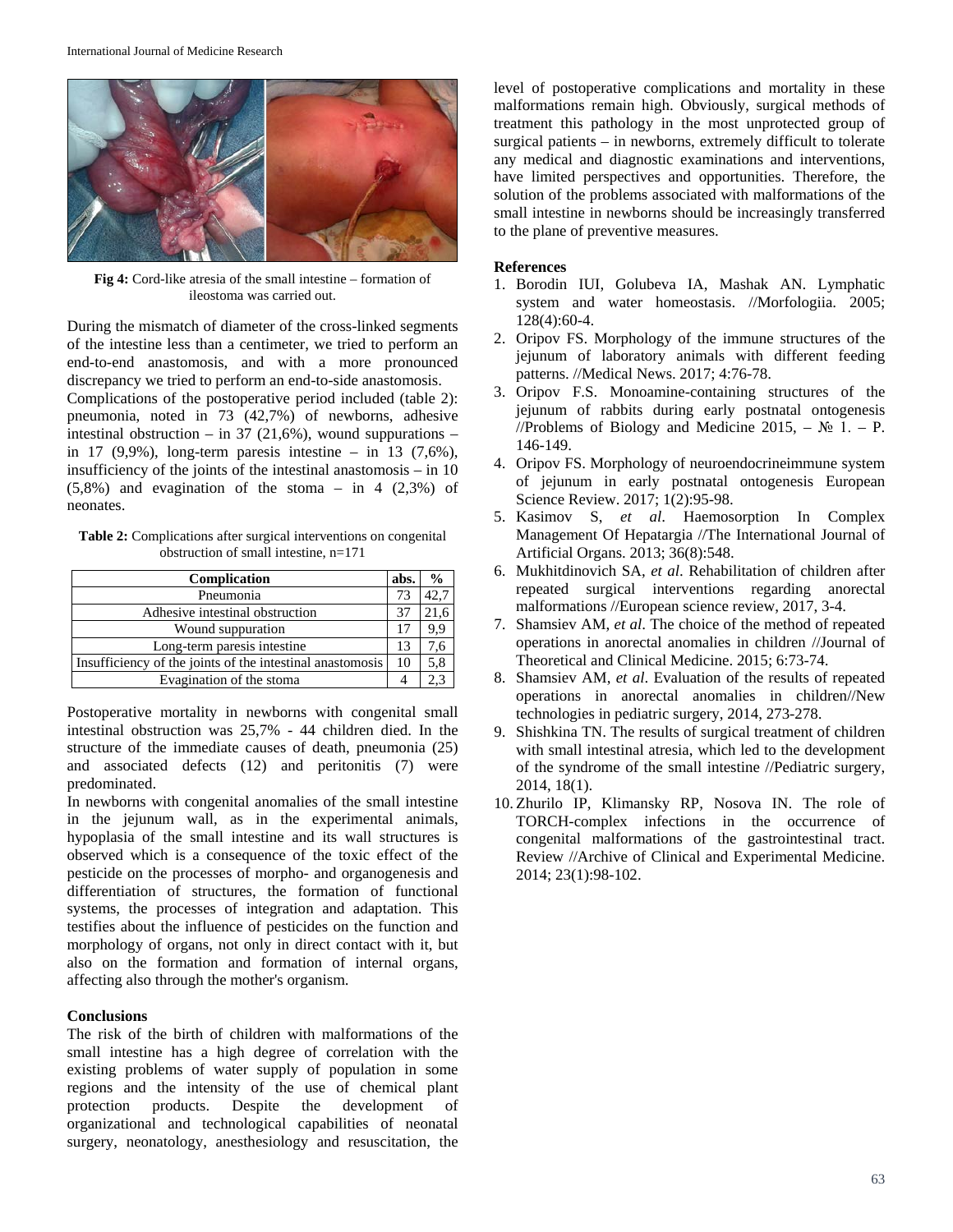Fig 4: Cord-like atresia of the small intestine – formation of ileostoma was carried out.

During the mismatch of diameter of the cross-linked segments of the intestine less than a centimeter, we tried to perform an end-to-end anastomosis, and with a more pronounced discrepancy we tried to perform an end-to-side anastomosis.

Complications of the postoperative period included (table 2): pneumonia, noted in 73 (42,7%) of newborns, adhesive intestinal obstruction – in 37 (21,6%), wound suppurations – in 17 (9,9%), long-term paresis intestine – in 13 (7,6%), insufficiency of the joints of the intestinal anastomosis – in 10 (5,8%) and evagination of the stoma – in 4 (2,3%) of neonates.

**Table 2:** Complications after surgical interventions on congenital obstruction of small intestine, n=171

| Complication | abs. | % |
|---|---|---|
| Pneumonia | 73 | 42,7 |
| Adhesive intestinal obstruction | 37 | 21,6 |
| Wound suppuration | 17 | 9,9 |
| Long-term paresis intestine | 13 | 7,6 |
| Insufficiency of the joints of the intestinal anastomosis | 10 | 5,8 |
| Evagination of the stoma | 4 | 2,3 |

Postoperative mortality in newborns with congenital small intestinal obstruction was 25,7% - 44 children died. In the structure of the immediate causes of death, pneumonia (25) and associated defects (12) and peritonitis (7) were predominated.

In newborns with congenital anomalies of the small intestine in the jejunum wall, as in the experimental animals, hypoplasia of the small intestine and its wall structures is observed which is a consequence of the toxic effect of the pesticide on the processes of morpho- and organogenesis and differentiation of structures, the formation of functional systems, the processes of integration and adaptation. This testifies about the influence of pesticides on the function and morphology of organs, not only in direct contact with it, but also on the formation and formation of internal organs, affecting also through the mother's organism.

## Conclusions

The risk of the birth of children with malformations of the small intestine has a high degree of correlation with the existing problems of water supply of population in some regions and the intensity of the use of chemical plant protection products. Despite the development of organizational and technological capabilities of neonatal surgery, neonatology, anesthesiology and resuscitation, the level of postoperative complications and mortality in these malformations remain high. Obviously, surgical methods of treatment this pathology in the most unprotected group of surgical patients – in newborns, extremely difficult to tolerate any medical and diagnostic examinations and interventions, have limited perspectives and opportunities. Therefore, the solution of the problems associated with malformations of the small intestine in newborns should be increasingly transferred to the plane of preventive measures.

## References

1. Borodin IUI, Golubeva IA, Mashak AN. Lymphatic system and water homeostasis. //Morfologiia. 2005; 128(4):60-4.
2. Oripov FS. Morphology of the immune structures of the jejunum of laboratory animals with different feeding patterns. //Medical News. 2017; 4:76-78.
3. Oripov F.S. Monoamine-containing structures of the jejunum of rabbits during early postnatal ontogenesis //Problems of Biology and Medicine 2015, – № 1. – P. 146-149.
4. Oripov FS. Morphology of neuroendocrineimmune system of jejunum in early postnatal ontogenesis European Science Review. 2017; 1(2):95-98.
5. Kasimov S, *et al*. Haemosorption In Complex Management Of Hepatargia //The International Journal of Artificial Organs. 2013; 36(8):548.
6. Mukhitdinovich SA, *et al*. Rehabilitation of children after repeated surgical interventions regarding anorectal malformations //European science review, 2017, 3-4.
7. Shamsiev AM, *et al*. The choice of the method of repeated operations in anorectal anomalies in children //Journal of Theoretical and Clinical Medicine. 2015; 6:73-74.
8. Shamsiev AM, *et al*. Evaluation of the results of repeated operations in anorectal anomalies in children//New technologies in pediatric surgery, 2014, 273-278.
9. Shishkina TN. The results of surgical treatment of children with small intestinal atresia, which led to the development of the syndrome of the small intestine //Pediatric surgery, 2014, 18(1).
10. Zhurilo IP, Klimansky RP, Nosova IN. The role of TORCH-complex infections in the occurrence of congenital malformations of the gastrointestinal tract. Review //Archive of Clinical and Experimental Medicine. 2014; 23(1):98-102.